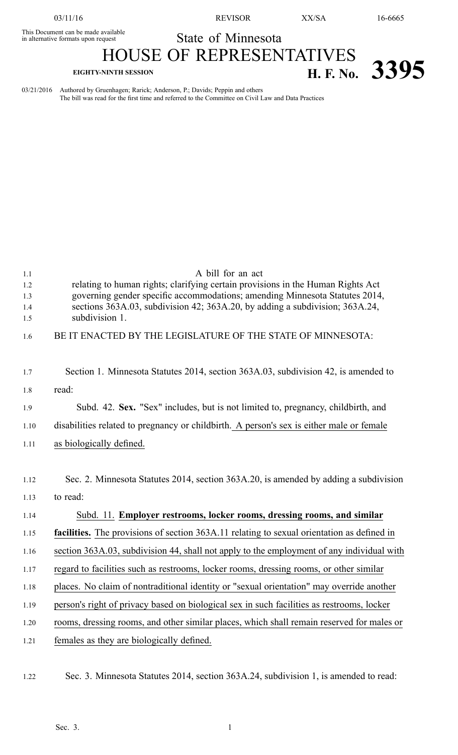This Document can be made available in alternative formats upon request

# State of Minnesota

# HOUSE OF REPRESENTATIVES

**EIGHTY-NINTH SESSION** **H. F. No. 3395**

03/21/2016 Authored by Gruenhagen; Rarick; Anderson, P.; Davids; Peppin and others
The bill was read for the first time and referred to the Committee on Civil Law and Data Practices

A bill for an act
relating to human rights; clarifying certain provisions in the Human Rights Act governing gender specific accommodations; amending Minnesota Statutes 2014, sections 363A.03, subdivision 42; 363A.20, by adding a subdivision; 363A.24, subdivision 1.

BE IT ENACTED BY THE LEGISLATURE OF THE STATE OF MINNESOTA:

Section 1. Minnesota Statutes 2014, section 363A.03, subdivision 42, is amended to read:

Subd. 42. **Sex.** "Sex" includes, but is not limited to, pregnancy, childbirth, and disabilities related to pregnancy or childbirth. <u>A person's sex is either male or female as biologically defined.</u>

Sec. 2. Minnesota Statutes 2014, section 363A.20, is amended by adding a subdivision to read:

<u>Subd. 11.</u> **<u>Employer restrooms, locker rooms, dressing rooms, and similar facilities.</u>** <u>The provisions of section 363A.11 relating to sexual orientation as defined in section 363A.03, subdivision 44, shall not apply to the employment of any individual with regard to facilities such as restrooms, locker rooms, dressing rooms, or other similar places. No claim of nontraditional identity or "sexual orientation" may override another person's right of privacy based on biological sex in such facilities as restrooms, locker rooms, dressing rooms, and other similar places, which shall remain reserved for males or females as they are biologically defined.</u>

Sec. 3. Minnesota Statutes 2014, section 363A.24, subdivision 1, is amended to read: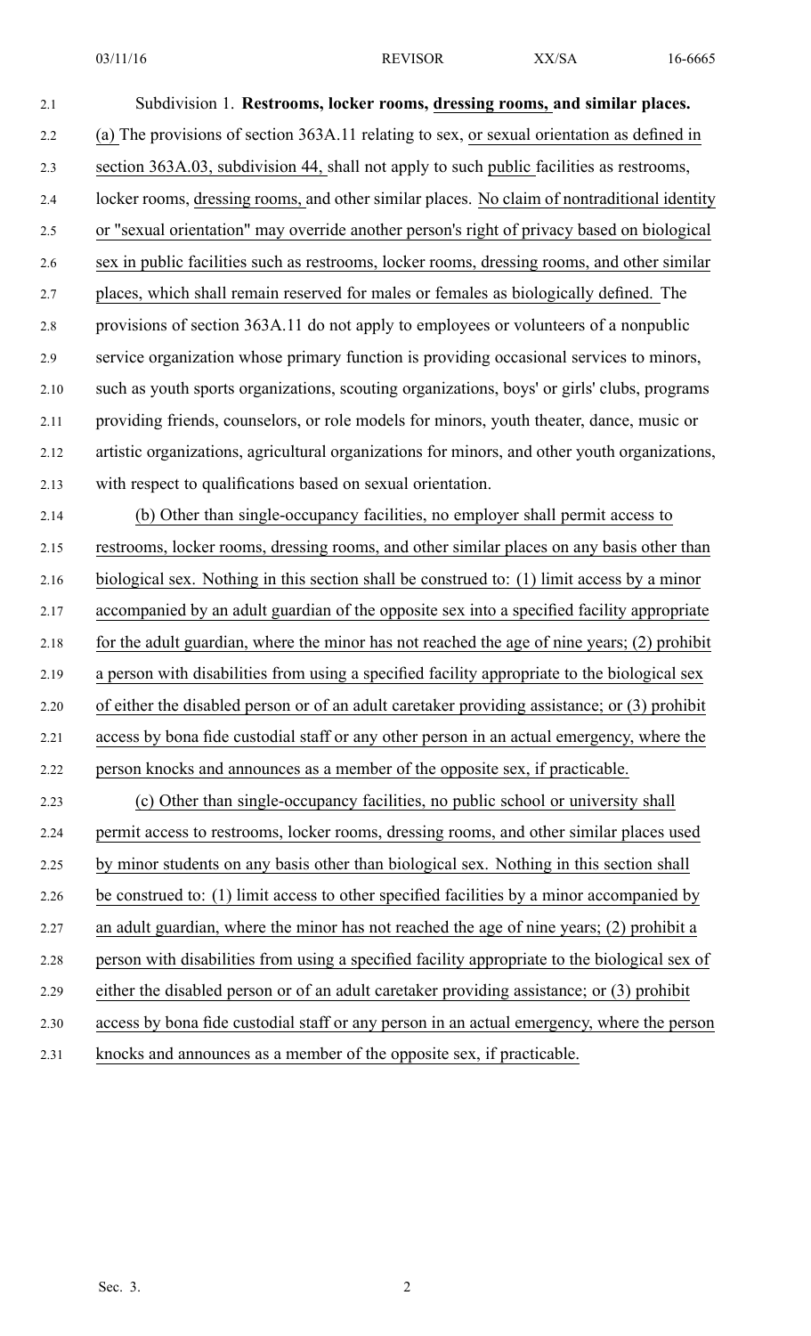Subdivision 1. **Restrooms, locker rooms, dressing rooms, and similar places.**

(a) The provisions of section 363A.11 relating to sex, or sexual orientation as defined in section 363A.03, subdivision 44, shall not apply to such public facilities as restrooms, locker rooms, dressing rooms, and other similar places. No claim of nontraditional identity or "sexual orientation" may override another person's right of privacy based on biological sex in public facilities such as restrooms, locker rooms, dressing rooms, and other similar places, which shall remain reserved for males or females as biologically defined. The provisions of section 363A.11 do not apply to employees or volunteers of a nonpublic service organization whose primary function is providing occasional services to minors, such as youth sports organizations, scouting organizations, boys' or girls' clubs, programs providing friends, counselors, or role models for minors, youth theater, dance, music or artistic organizations, agricultural organizations for minors, and other youth organizations, with respect to qualifications based on sexual orientation.

(b) Other than single-occupancy facilities, no employer shall permit access to restrooms, locker rooms, dressing rooms, and other similar places on any basis other than biological sex. Nothing in this section shall be construed to: (1) limit access by a minor accompanied by an adult guardian of the opposite sex into a specified facility appropriate for the adult guardian, where the minor has not reached the age of nine years; (2) prohibit a person with disabilities from using a specified facility appropriate to the biological sex of either the disabled person or of an adult caretaker providing assistance; or (3) prohibit access by bona fide custodial staff or any other person in an actual emergency, where the person knocks and announces as a member of the opposite sex, if practicable.

(c) Other than single-occupancy facilities, no public school or university shall permit access to restrooms, locker rooms, dressing rooms, and other similar places used by minor students on any basis other than biological sex. Nothing in this section shall be construed to: (1) limit access to other specified facilities by a minor accompanied by an adult guardian, where the minor has not reached the age of nine years; (2) prohibit a person with disabilities from using a specified facility appropriate to the biological sex of either the disabled person or of an adult caretaker providing assistance; or (3) prohibit access by bona fide custodial staff or any person in an actual emergency, where the person knocks and announces as a member of the opposite sex, if practicable.